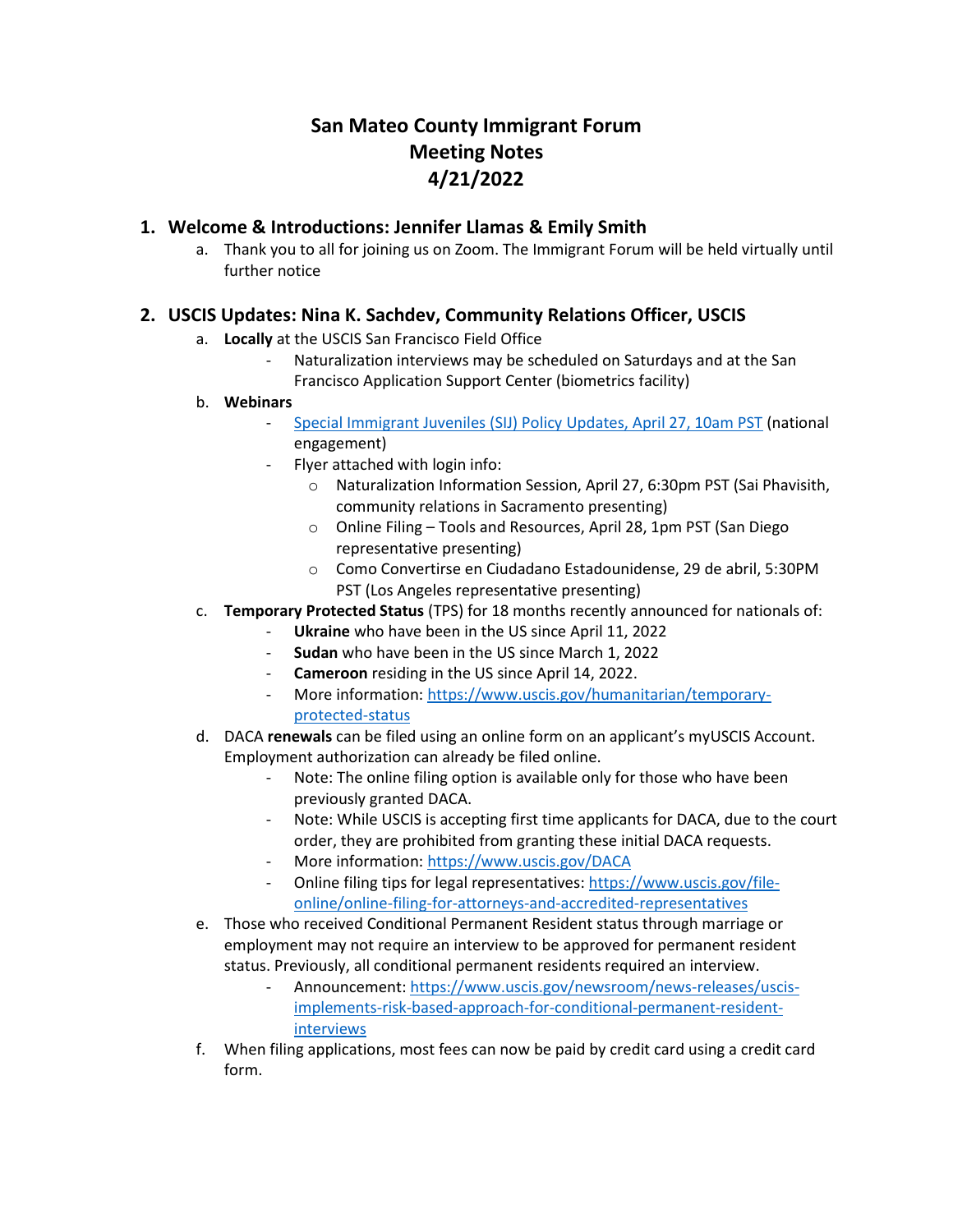# San Mateo County Immigrant Forum
# Meeting Notes
# 4/21/2022

## 1. Welcome & Introductions: Jennifer Llamas & Emily Smith

a. Thank you to all for joining us on Zoom. The Immigrant Forum will be held virtually until further notice

## 2. USCIS Updates: Nina K. Sachdev, Community Relations Officer, USCIS

a. **Locally** at the USCIS San Francisco Field Office
   - Naturalization interviews may be scheduled on Saturdays and at the San Francisco Application Support Center (biometrics facility)

b. **Webinars**
   - [Special Immigrant Juveniles (SIJ) Policy Updates, April 27, 10am PST](#) (national engagement)
   - Flyer attached with login info:
     - Naturalization Information Session, April 27, 6:30pm PST (Sai Phavisith, community relations in Sacramento presenting)
     - Online Filing – Tools and Resources, April 28, 1pm PST (San Diego representative presenting)
     - Como Convertirse en Ciudadano Estadounidense, 29 de abril, 5:30PM PST (Los Angeles representative presenting)

c. **Temporary Protected Status** (TPS) for 18 months recently announced for nationals of:
   - **Ukraine** who have been in the US since April 11, 2022
   - **Sudan** who have been in the US since March 1, 2022
   - **Cameroon** residing in the US since April 14, 2022.
   - More information: https://www.uscis.gov/humanitarian/temporary-protected-status

d. DACA **renewals** can be filed using an online form on an applicant's myUSCIS Account. Employment authorization can already be filed online.
   - Note: The online filing option is available only for those who have been previously granted DACA.
   - Note: While USCIS is accepting first time applicants for DACA, due to the court order, they are prohibited from granting these initial DACA requests.
   - More information: https://www.uscis.gov/DACA
   - Online filing tips for legal representatives: https://www.uscis.gov/file-online/online-filing-for-attorneys-and-accredited-representatives

e. Those who received Conditional Permanent Resident status through marriage or employment may not require an interview to be approved for permanent resident status. Previously, all conditional permanent residents required an interview.
   - Announcement: https://www.uscis.gov/newsroom/news-releases/uscis-implements-risk-based-approach-for-conditional-permanent-resident-interviews

f. When filing applications, most fees can now be paid by credit card using a credit card form.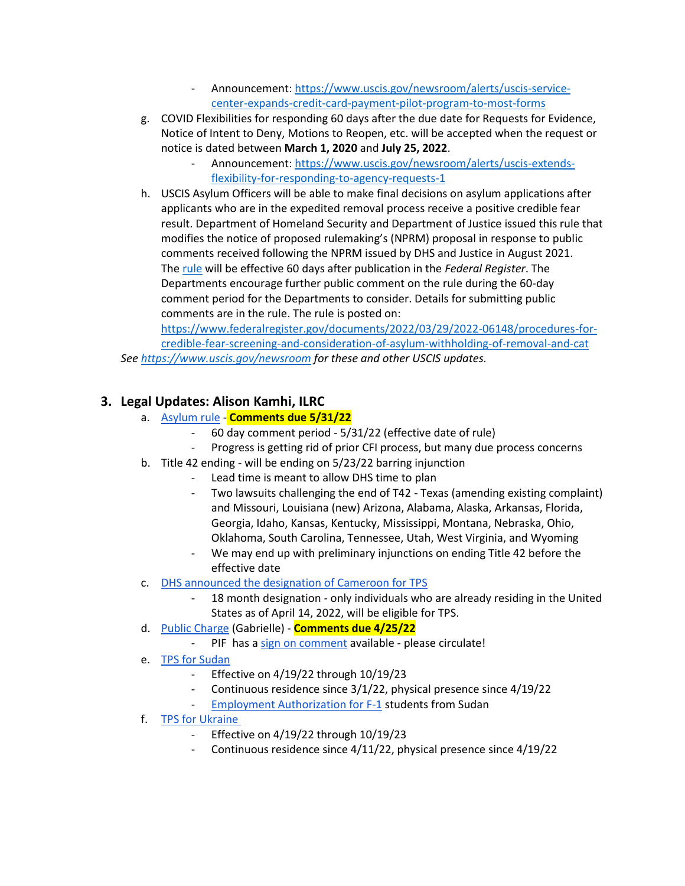- Announcement: [https://www.uscis.gov/newsroom/alerts/uscis-service-center-expands-credit-card-payment-pilot-program-to-most-forms](https://www.uscis.gov/newsroom/alerts/uscis-service-center-expands-credit-card-payment-pilot-program-to-most-forms)

g. COVID Flexibilities for responding 60 days after the due date for Requests for Evidence, Notice of Intent to Deny, Motions to Reopen, etc. will be accepted when the request or notice is dated between **March 1, 2020** and **July 25, 2022**.
   - Announcement: [https://www.uscis.gov/newsroom/alerts/uscis-extends-flexibility-for-responding-to-agency-requests-1](https://www.uscis.gov/newsroom/alerts/uscis-extends-flexibility-for-responding-to-agency-requests-1)

h. USCIS Asylum Officers will be able to make final decisions on asylum applications after applicants who are in the expedited removal process receive a positive credible fear result. Department of Homeland Security and Department of Justice issued this rule that modifies the notice of proposed rulemaking's (NPRM) proposal in response to public comments received following the NPRM issued by DHS and Justice in August 2021. The rule will be effective 60 days after publication in the *Federal Register*. The Departments encourage further public comment on the rule during the 60-day comment period for the Departments to consider. Details for submitting public comments are in the rule. The rule is posted on: [https://www.federalregister.gov/documents/2022/03/29/2022-06148/procedures-for-credible-fear-screening-and-consideration-of-asylum-withholding-of-removal-and-cat](https://www.federalregister.gov/documents/2022/03/29/2022-06148/procedures-for-credible-fear-screening-and-consideration-of-asylum-withholding-of-removal-and-cat)

*See [https://www.uscis.gov/newsroom](https://www.uscis.gov/newsroom) for these and other USCIS updates.*

## 3. Legal Updates: Alison Kamhi, ILRC

a. Asylum rule - **Comments due 5/31/22**
   - 60 day comment period - 5/31/22 (effective date of rule)
   - Progress is getting rid of prior CFI process, but many due process concerns

b. Title 42 ending - will be ending on 5/23/22 barring injunction
   - Lead time is meant to allow DHS time to plan
   - Two lawsuits challenging the end of T42 - Texas (amending existing complaint) and Missouri, Louisiana (new) Arizona, Alabama, Alaska, Arkansas, Florida, Georgia, Idaho, Kansas, Kentucky, Mississippi, Montana, Nebraska, Ohio, Oklahoma, South Carolina, Tennessee, Utah, West Virginia, and Wyoming
   - We may end up with preliminary injunctions on ending Title 42 before the effective date

c. DHS announced the designation of Cameroon for TPS
   - 18 month designation - only individuals who are already residing in the United States as of April 14, 2022, will be eligible for TPS.

d. Public Charge (Gabrielle) - **Comments due 4/25/22**
   - PIF has a sign on comment available - please circulate!

e. TPS for Sudan
   - Effective on 4/19/22 through 10/19/23
   - Continuous residence since 3/1/22, physical presence since 4/19/22
   - Employment Authorization for F-1 students from Sudan

f. TPS for Ukraine
   - Effective on 4/19/22 through 10/19/23
   - Continuous residence since 4/11/22, physical presence since 4/19/22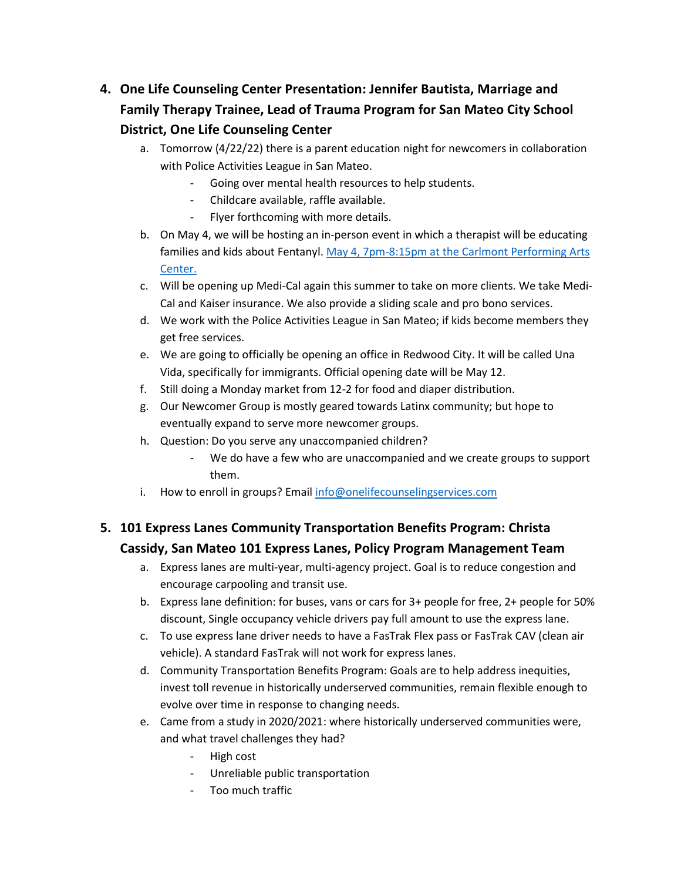4. **One Life Counseling Center Presentation: Jennifer Bautista, Marriage and Family Therapy Trainee, Lead of Trauma Program for San Mateo City School District, One Life Counseling Center**
    a. Tomorrow (4/22/22) there is a parent education night for newcomers in collaboration with Police Activities League in San Mateo.
        - Going over mental health resources to help students.
        - Childcare available, raffle available.
        - Flyer forthcoming with more details.
    b. On May 4, we will be hosting an in-person event in which a therapist will be educating families and kids about Fentanyl. May 4, 7pm-8:15pm at the Carlmont Performing Arts Center.
    c. Will be opening up Medi-Cal again this summer to take on more clients. We take Medi-Cal and Kaiser insurance. We also provide a sliding scale and pro bono services.
    d. We work with the Police Activities League in San Mateo; if kids become members they get free services.
    e. We are going to officially be opening an office in Redwood City. It will be called Una Vida, specifically for immigrants. Official opening date will be May 12.
    f. Still doing a Monday market from 12-2 for food and diaper distribution.
    g. Our Newcomer Group is mostly geared towards Latinx community; but hope to eventually expand to serve more newcomer groups.
    h. Question: Do you serve any unaccompanied children?
        - We do have a few who are unaccompanied and we create groups to support them.
    i. How to enroll in groups? Email info@onelifecounselingservices.com

5. **101 Express Lanes Community Transportation Benefits Program: Christa Cassidy, San Mateo 101 Express Lanes, Policy Program Management Team**
    a. Express lanes are multi-year, multi-agency project. Goal is to reduce congestion and encourage carpooling and transit use.
    b. Express lane definition: for buses, vans or cars for 3+ people for free, 2+ people for 50% discount, Single occupancy vehicle drivers pay full amount to use the express lane.
    c. To use express lane driver needs to have a FasTrak Flex pass or FasTrak CAV (clean air vehicle). A standard FasTrak will not work for express lanes.
    d. Community Transportation Benefits Program: Goals are to help address inequities, invest toll revenue in historically underserved communities, remain flexible enough to evolve over time in response to changing needs.
    e. Came from a study in 2020/2021: where historically underserved communities were, and what travel challenges they had?
        - High cost
        - Unreliable public transportation
        - Too much traffic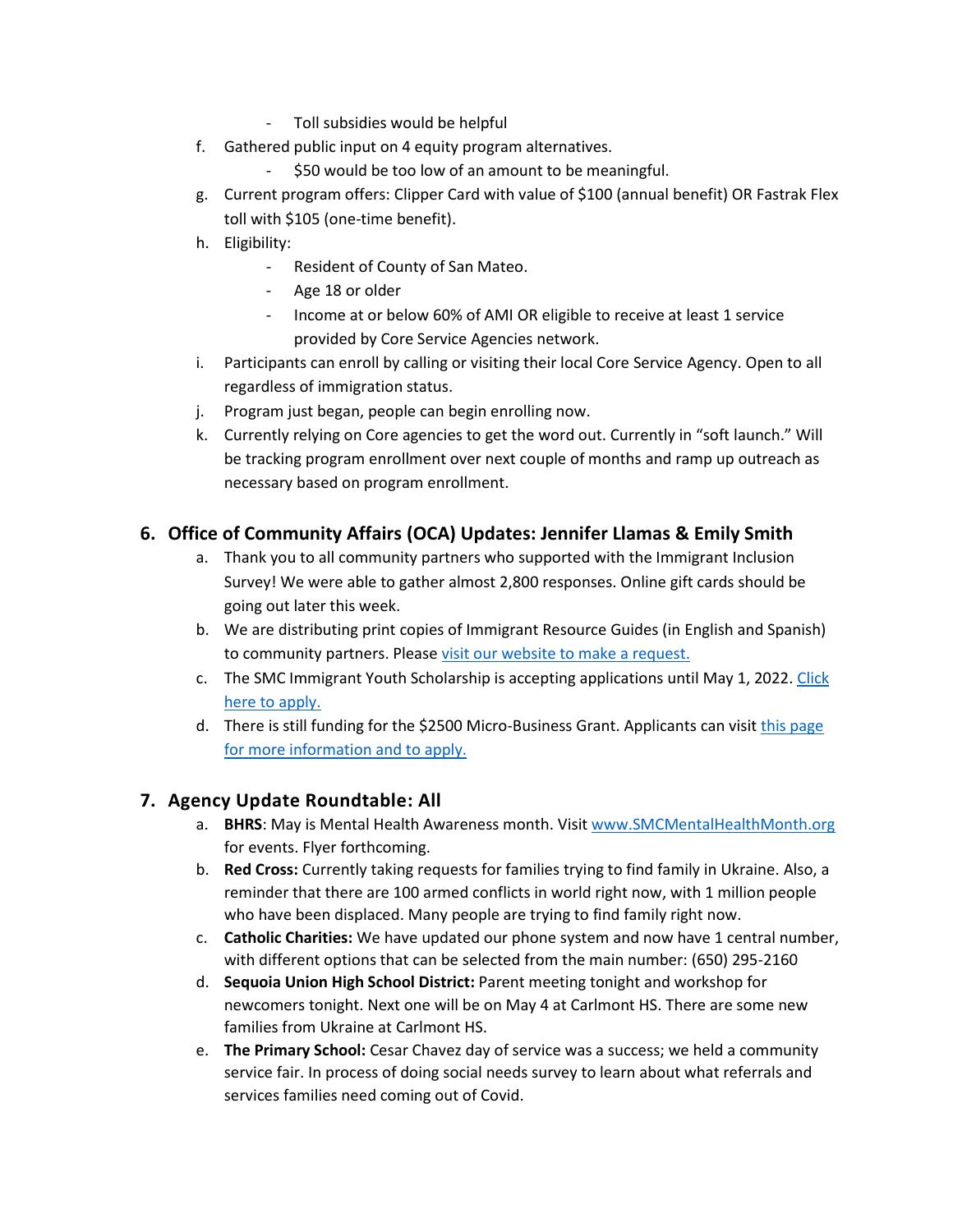- Toll subsidies would be helpful

f. Gathered public input on 4 equity program alternatives.
   - $50 would be too low of an amount to be meaningful.

g. Current program offers: Clipper Card with value of $100 (annual benefit) OR Fastrak Flex toll with $105 (one-time benefit).

h. Eligibility:
   - Resident of County of San Mateo.
   - Age 18 or older
   - Income at or below 60% of AMI OR eligible to receive at least 1 service provided by Core Service Agencies network.

i. Participants can enroll by calling or visiting their local Core Service Agency. Open to all regardless of immigration status.

j. Program just began, people can begin enrolling now.

k. Currently relying on Core agencies to get the word out. Currently in "soft launch." Will be tracking program enrollment over next couple of months and ramp up outreach as necessary based on program enrollment.

## 6. Office of Community Affairs (OCA) Updates: Jennifer Llamas & Emily Smith

a. Thank you to all community partners who supported with the Immigrant Inclusion Survey! We were able to gather almost 2,800 responses. Online gift cards should be going out later this week.

b. We are distributing print copies of Immigrant Resource Guides (in English and Spanish) to community partners. Please visit our website to make a request.

c. The SMC Immigrant Youth Scholarship is accepting applications until May 1, 2022. Click here to apply.

d. There is still funding for the $2500 Micro-Business Grant. Applicants can visit this page for more information and to apply.

## 7. Agency Update Roundtable: All

a. **BHRS**: May is Mental Health Awareness month. Visit www.SMCMentalHealthMonth.org for events. Flyer forthcoming.

b. **Red Cross:** Currently taking requests for families trying to find family in Ukraine. Also, a reminder that there are 100 armed conflicts in world right now, with 1 million people who have been displaced. Many people are trying to find family right now.

c. **Catholic Charities:** We have updated our phone system and now have 1 central number, with different options that can be selected from the main number: (650) 295-2160

d. **Sequoia Union High School District:** Parent meeting tonight and workshop for newcomers tonight. Next one will be on May 4 at Carlmont HS. There are some new families from Ukraine at Carlmont HS.

e. **The Primary School:** Cesar Chavez day of service was a success; we held a community service fair. In process of doing social needs survey to learn about what referrals and services families need coming out of Covid.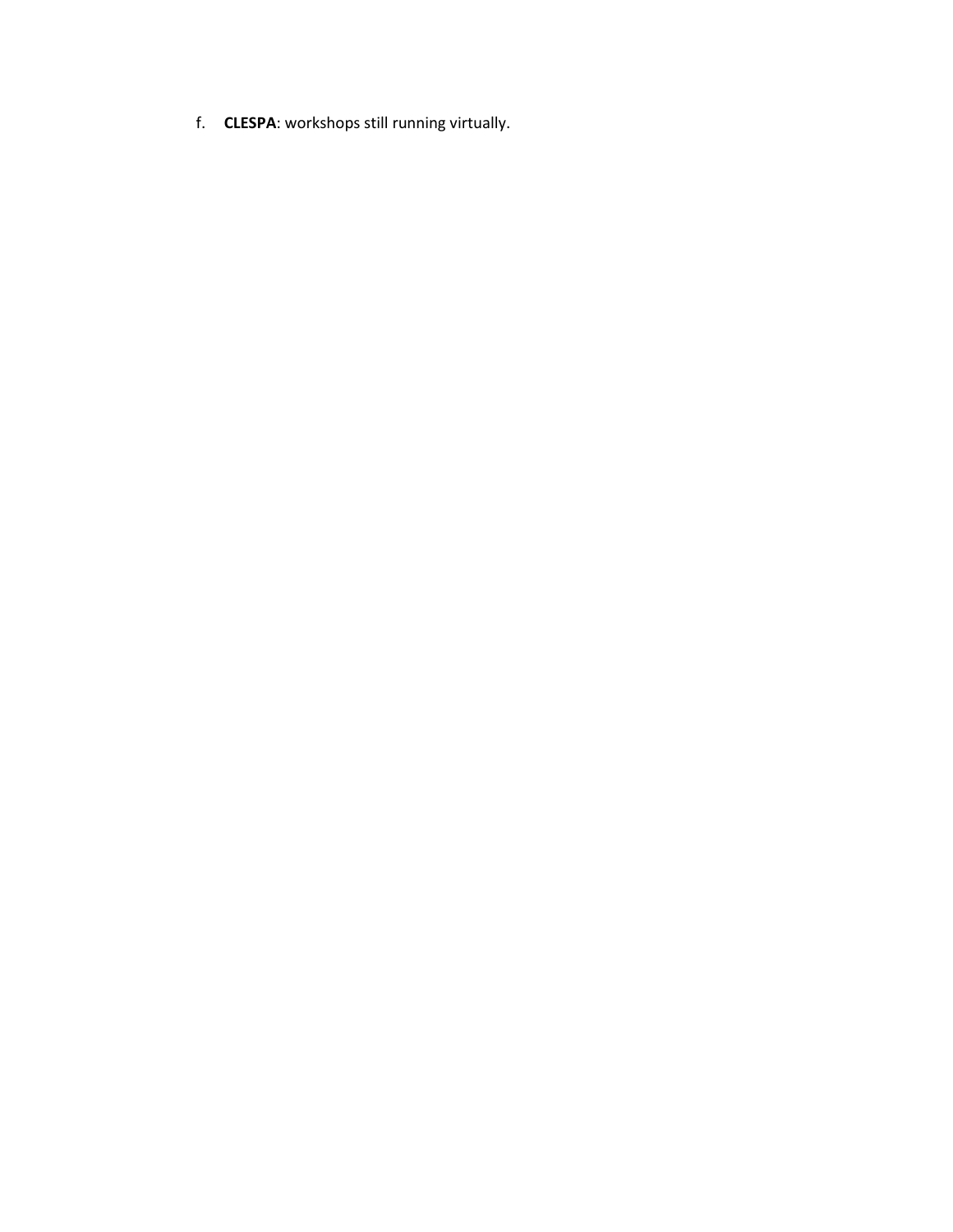f. **CLESPA**: workshops still running virtually.